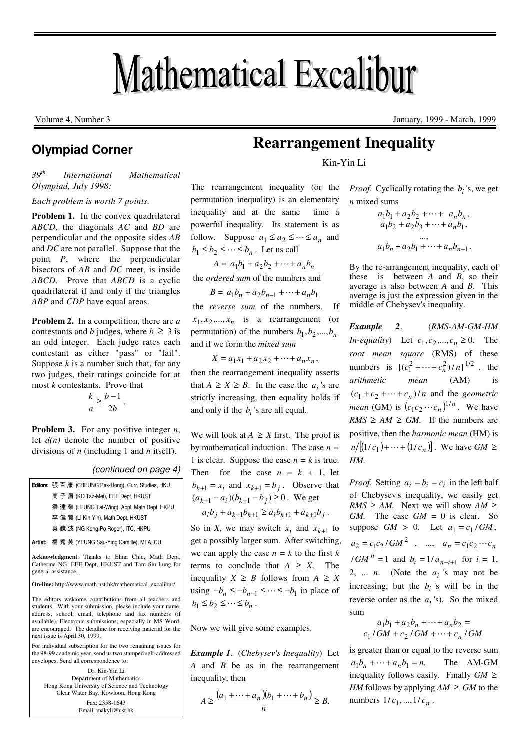# Mathematical Excalibur

Volume 4, Number 3 January, 1999 - March, 1999

## Olympiad Corner

*39th International Mathematical Olympiad, July 1998:*

*Each problem is worth 7 points.*

**Problem 1.** In the convex quadrilateral *ABCD*, the diagonals *AC* and *BD* are perpendicular and the opposite sides *AB* and *DC* are not parallel. Suppose that the point *P*, where the perpendicular bisectors of *AB* and *DC* meet, is inside *ABCD*. Prove that *ABCD* is a cyclic quadrilateral if and only if the triangles *ABP* and *CDP* have equal areas.

**Problem 2.** In a competition, there are *a* contestants and *b* judges, where $b \geq 3$ is an odd integer. Each judge rates each contestant as either "pass" or "fail". Suppose *k* is a number such that, for any two judges, their ratings coincide for at most *k* contestants. Prove that

$$\frac{k}{a} \geq \frac{b-1}{2b}.$$

**Problem 3.** For any positive integer *n*, let *d(n)* denote the number of positive divisions of *n* (including 1 and *n* itself).

*(continued on page 4)*

**Editors:** 張 百 康 (CHEUNG Pak-Hong), Curr. Studies, HKU
高 子 眉 (KO Tsz-Mei), EEE Dept, HKUST
梁 達 榮 (LEUNG Tat-Wing), Appl. Math Dept, HKPU
李 健 賢 (LI Kin-Yin), Math Dept, HKUST
吳 鏡 波 (NG Keng-Po Roger), ITC, HKPU

**Artist:** 楊 秀 英 (YEUNG Sau-Ying Camille), MFA, CU

**Acknowledgment**: Thanks to Elina Chiu, Math Dept, Catherine NG, EEE Dept, HKUST and Tam Siu Lung for general assistance.

**On-line:** http://www.math.ust.hk/mathematical_excalibur/

The editors welcome contributions from all teachers and students. With your submission, please include your name, address, school, email, telephone and fax numbers (if available). Electronic submissions, especially in MS Word, are encouraged. The deadline for receiving material for the next issue is April 30, 1999.

For individual subscription for the two remaining issues for the 98-99 academic year, send us two stamped self-addressed envelopes. Send all correspondence to:

Dr. Kin-Yin Li
Department of Mathematics
Hong Kong University of Science and Technology
Clear Water Bay, Kowloon, Hong Kong
Fax: 2358-1643
Email: makyli@ust.hk

# Rearrangement Inequality

Kin-Yin Li

The rearrangement inequality (or the permutation inequality) is an elementary inequality and at the same time a powerful inequality. Its statement is as follow. Suppose $a_1 \leq a_2 \leq \cdots \leq a_n$ and $b_1 \leq b_2 \leq \cdots \leq b_n$. Let us call

$$A = a_1b_1 + a_2b_2 + \cdots + a_nb_n$$

the *ordered sum* of the numbers and

$$B = a_1b_n + a_2b_{n-1} + \cdots + a_nb_1$$

the *reverse sum* of the numbers. If $x_1, x_2, ..., x_n$ is a rearrangement (or permutation) of the numbers $b_1, b_2, ..., b_n$ and if we form the *mixed sum*

$$X = a_1x_1 + a_2x_2 + \cdots + a_nx_n,$$

then the rearrangement inequality asserts that $A \geq X \geq B$. In the case the $a_i$'s are strictly increasing, then equality holds if and only if the $b_i$'s are all equal.

We will look at $A \geq X$ first. The proof is by mathematical induction. The case $n$ = 1 is clear. Suppose the case $n = k$ is true. Then for the case $n = k + 1$, let $b_{k+1} = x_i$ and $x_{k+1} = b_j$. Observe that $(a_{k+1} - a_i)(b_{k+1} - b_j) \geq 0$. We get

$$a_ib_j + a_{k+1}b_{k+1} \geq a_ib_{k+1} + a_{k+1}b_j.$$

So in *X*, we may switch $x_i$ and $x_{k+1}$ to get a possibly larger sum. After switching, we can apply the case $n = k$ to the first *k* terms to conclude that $A \geq X$. The inequality $X \geq B$ follows from $A \geq X$ using $-b_n \leq -b_{n-1} \leq \cdots \leq -b_1$ in place of $b_1 \leq b_2 \leq \cdots \leq b_n$.

Now we will give some examples.

***Example 1***. (*Chebysev's Inequality*) Let *A* and *B* be as in the rearrangement inequality, then

$$A \geq \frac{(a_1 + \cdots + a_n)(b_1 + \cdots + b_n)}{n} \geq B.$$

*Proof.* Cyclically rotating the $b_i$'s, we get *n* mixed sums

$$a_1b_1 + a_2b_2 + \cdots + a_nb_n,$$
$$a_1b_2 + a_2b_3 + \cdots + a_nb_1,$$
$$...,$$
$$a_1b_n + a_2b_1 + \cdots + a_nb_{n-1}.$$

By the re-arrangement inequality, each of these is between *A* and *B*, so their average is also between *A* and *B*. This average is just the expression given in the middle of Chebysev's inequality.

***Example 2***. (*RMS-AM-GM-HM In-equality*) Let $c_1, c_2, ..., c_n \geq 0$. The *root mean square* (RMS) of these numbers is $[(c_1^2 + \cdots + c_n^2)/n]^{1/2}$, the *arithmetic mean* (AM) is $(c_1 + c_2 + \cdots + c_n)/n$ and the *geometric mean* (GM) is $(c_1c_2\cdots c_n)^{1/n}$. We have $RMS \geq AM \geq GM$. If the numbers are positive, then the *harmonic mean* (HM) is $n/[(1/c_1) + \cdots + (1/c_n)]$. We have $GM \geq HM$.

*Proof.* Setting $a_i = b_i = c_i$ in the left half of Chebysev's inequality, we easily get $RMS \geq AM$. Next we will show $AM \geq GM$. The case $GM = 0$ is clear. So suppose $GM > 0$. Let $a_1 = c_1/GM$, $a_2 = c_1c_2/GM^2$, ..., $a_n = c_1c_2\cdots c_n/GM^n = 1$ and $b_i = 1/a_{n-i+1}$ for $i$ = 1, 2, ... $n$. (Note the $a_i$'s may not be increasing, but the $b_i$'s will be in the reverse order as the $a_i$'s). So the mixed sum

$$a_1b_1 + a_2b_n + \cdots + a_nb_2 = c_1/GM + c_2/GM + \cdots + c_n/GM$$

is greater than or equal to the reverse sum $a_1b_n + \cdots + a_nb_1 = n$. The AM-GM inequality follows easily. Finally $GM \geq HM$ follows by applying $AM \geq GM$ to the numbers $1/c_1, ..., 1/c_n$.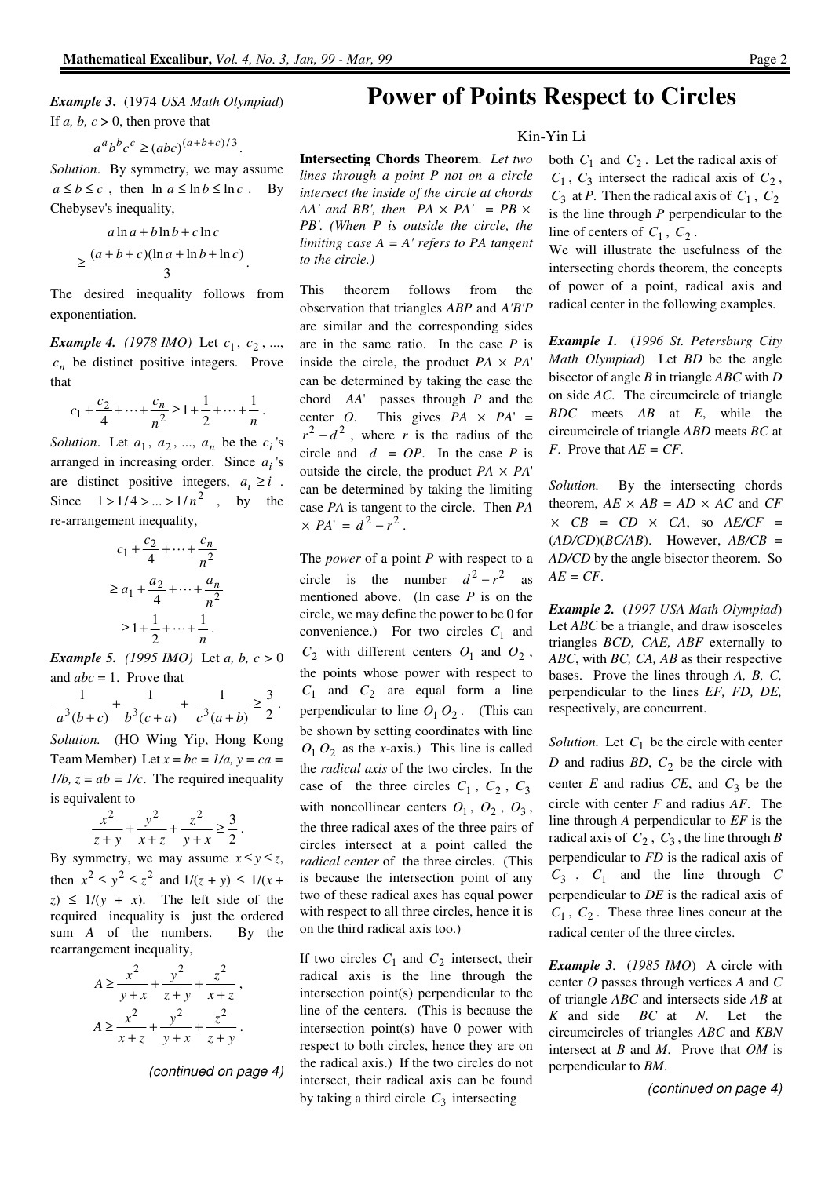**Example 3.** (1974 *USA Math Olympiad*) If *a, b, c* > 0, then prove that

$$a^a b^b c^c \geq (abc)^{(a+b+c)/3}.$$

*Solution*. By symmetry, we may assume $a \leq b \leq c$, then $\ln a \leq \ln b \leq \ln c$. By Chebysev's inequality,

$$a \ln a + b \ln b + c \ln c$$
$$\geq \frac{(a+b+c)(\ln a + \ln b + \ln c)}{3}.$$

The desired inequality follows from exponentiation.

***Example 4.*** *(1978 IMO)* Let $c_1$, $c_2$, ..., $c_n$ be distinct positive integers. Prove that

$$c_1 + \frac{c_2}{4} + \cdots + \frac{c_n}{n^2} \geq 1 + \frac{1}{2} + \cdots + \frac{1}{n}.$$

*Solution*. Let $a_1$, $a_2$, ..., $a_n$ be the $c_i$'s arranged in increasing order. Since $a_i$'s are distinct positive integers, $a_i \geq i$. Since $1 > 1/4 > ... > 1/n^2$, by the re-arrangement inequality,

$$c_1 + \frac{c_2}{4} + \cdots + \frac{c_n}{n^2}$$
$$\geq a_1 + \frac{a_2}{4} + \cdots + \frac{a_n}{n^2}$$
$$\geq 1 + \frac{1}{2} + \cdots + \frac{1}{n}.$$

***Example 5.*** *(1995 IMO)* Let *a, b, c* > 0 and *abc* = 1. Prove that

$$\frac{1}{a^3(b+c)} + \frac{1}{b^3(c+a)} + \frac{1}{c^3(a+b)} \geq \frac{3}{2}.$$

*Solution.* (HO Wing Yip, Hong Kong Team Member) Let $x = bc = 1/a$, $y = ca = 1/b$, $z = ab = 1/c$. The required inequality is equivalent to

$$\frac{x^2}{z+y} + \frac{y^2}{x+z} + \frac{z^2}{y+x} \geq \frac{3}{2}.$$

By symmetry, we may assume $x \leq y \leq z$, then $x^2 \leq y^2 \leq z^2$ and $1/(z+y) \leq 1/(x+z) \leq 1/(y+x)$. The left side of the required inequality is just the ordered sum *A* of the numbers. By the rearrangement inequality,

$$A \geq \frac{x^2}{y+x} + \frac{y^2}{z+y} + \frac{z^2}{x+z},$$
$$A \geq \frac{x^2}{x+z} + \frac{y^2}{y+x} + \frac{z^2}{z+y}.$$

*(continued on page 4)*

# Power of Points Respect to Circles

Kin-Yin Li

**Intersecting Chords Theorem**. *Let two lines through a point P not on a circle intersect the inside of the circle at chords AA' and BB', then PA × PA' = PB × PB'. (When P is outside the circle, the limiting case A = A' refers to PA tangent to the circle.)*

This theorem follows from the observation that triangles *ABP* and *A'B'P* are similar and the corresponding sides are in the same ratio. In the case *P* is inside the circle, the product *PA* × *PA'* can be determined by taking the case the chord *AA'* passes through *P* and the center *O*. This gives *PA* × *PA'* = $r^2 - d^2$, where *r* is the radius of the circle and *d* = *OP*. In the case *P* is outside the circle, the product *PA* × *PA'* can be determined by taking the limiting case *PA* is tangent to the circle. Then *PA* × *PA'* = $d^2 - r^2$.

The *power* of a point *P* with respect to a circle is the number $d^2 - r^2$ as mentioned above. (In case *P* is on the circle, we may define the power to be 0 for convenience.) For two circles $C_1$ and $C_2$ with different centers $O_1$ and $O_2$, the points whose power with respect to $C_1$ and $C_2$ are equal form a line perpendicular to line $O_1O_2$. (This can be shown by setting coordinates with line $O_1O_2$ as the *x*-axis.) This line is called the *radical axis* of the two circles. In the case of the three circles $C_1$, $C_2$, $C_3$ with noncollinear centers $O_1$, $O_2$, $O_3$, the three radical axes of the three pairs of circles intersect at a point called the *radical center* of the three circles. (This is because the intersection point of any two of these radical axes has equal power with respect to all three circles, hence it is on the third radical axis too.)

If two circles $C_1$ and $C_2$ intersect, their radical axis is the line through the intersection point(s) perpendicular to the line of the centers. (This is because the intersection point(s) have 0 power with respect to both circles, hence they are on the radical axis.) If the two circles do not intersect, their radical axis can be found by taking a third circle $C_3$ intersecting both $C_1$ and $C_2$. Let the radical axis of $C_1$, $C_3$ intersect the radical axis of $C_2$, $C_3$ at *P*. Then the radical axis of $C_1$, $C_2$ is the line through *P* perpendicular to the line of centers of $C_1$, $C_2$.

We will illustrate the usefulness of the intersecting chords theorem, the concepts of power of a point, radical axis and radical center in the following examples.

***Example 1.*** (*1996 St. Petersburg City Math Olympiad*) Let *BD* be the angle bisector of angle *B* in triangle *ABC* with *D* on side *AC*. The circumcircle of triangle *BDC* meets *AB* at *E*, while the circumcircle of triangle *ABD* meets *BC* at *F*. Prove that *AE* = *CF*.

*Solution.* By the intersecting chords theorem, *AE* × *AB* = *AD* × *AC* and *CF* × *CB* = *CD* × *CA*, so *AE/CF* = (*AD/CD*)(*BC/AB*). However, *AB/CB* = *AD/CD* by the angle bisector theorem. So *AE* = *CF*.

***Example 2.*** (*1997 USA Math Olympiad*) Let *ABC* be a triangle, and draw isosceles triangles *BCD, CAE, ABF* externally to *ABC*, with *BC, CA, AB* as their respective bases. Prove the lines through *A, B, C,* perpendicular to the lines *EF, FD, DE,* respectively, are concurrent.

*Solution.* Let $C_1$ be the circle with center *D* and radius *BD*, $C_2$ be the circle with center *E* and radius *CE*, and $C_3$ be the circle with center *F* and radius *AF*. The line through *A* perpendicular to *EF* is the radical axis of $C_2$, $C_3$, the line through *B* perpendicular to *FD* is the radical axis of $C_3$, $C_1$ and the line through *C* perpendicular to *DE* is the radical axis of $C_1$, $C_2$. These three lines concur at the radical center of the three circles.

***Example 3***. (*1985 IMO*) A circle with center *O* passes through vertices *A* and *C* of triangle *ABC* and intersects side *AB* at *K* and side *BC* at *N*. Let the circumcircles of triangles *ABC* and *KBN* intersect at *B* and *M*. Prove that *OM* is perpendicular to *BM*.

*(continued on page 4)*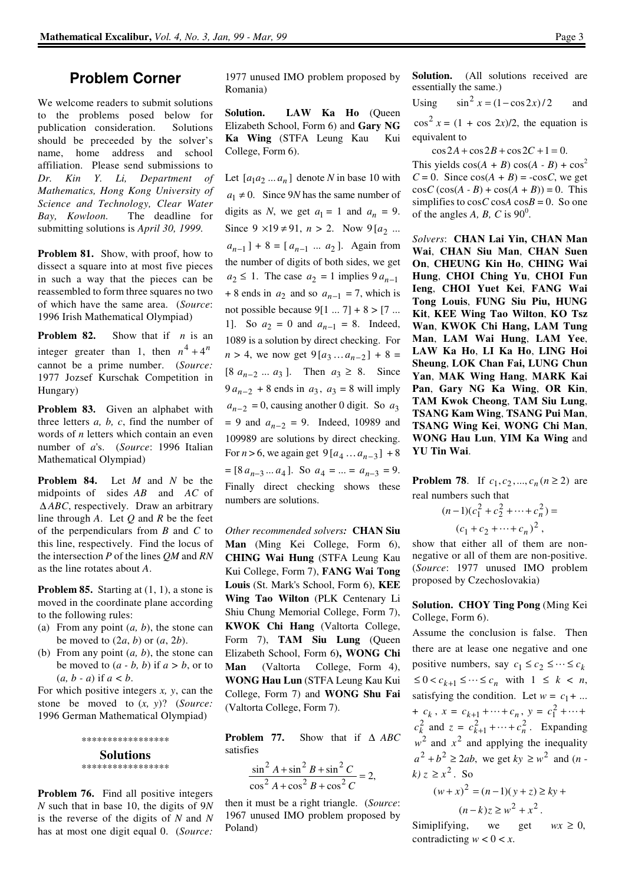# Problem Corner

We welcome readers to submit solutions to the problems posed below for publication consideration. Solutions should be preceeded by the solver's name, home address and school affiliation. Please send submissions to *Dr. Kin Y. Li, Department of Mathematics, Hong Kong University of Science and Technology, Clear Water Bay, Kowloon.* The deadline for submitting solutions is *April 30, 1999.*

**Problem 81.** Show, with proof, how to dissect a square into at most five pieces in such a way that the pieces can be reassembled to form three squares no two of which have the same area. (*Source*: 1996 Irish Mathematical Olympiad)

**Problem 82.** Show that if $n$ is an integer greater than 1, then $n^4 + 4^n$ cannot be a prime number. (*Source:* 1977 Jozsef Kurschak Competition in Hungary)

**Problem 83.** Given an alphabet with three letters *a, b, c*, find the number of words of *n* letters which contain an even number of *a*'s. (*Source*: 1996 Italian Mathematical Olympiad)

**Problem 84.** Let *M* and *N* be the midpoints of sides *AB* and *AC* of $\Delta ABC$, respectively. Draw an arbitrary line through *A*. Let *Q* and *R* be the feet of the perpendiculars from *B* and *C* to this line, respectively. Find the locus of the intersection *P* of the lines *QM* and *RN* as the line rotates about *A*.

**Problem 85.** Starting at (1, 1), a stone is moved in the coordinate plane according to the following rules:

(a) From any point (*a, b*), the stone can be moved to (2*a*, *b*) or (*a*, 2*b*).

(b) From any point (*a, b*), the stone can be moved to (*a* - *b, b*) if *a* > *b*, or to (*a, b* - *a*) if *a* < *b*.

For which positive integers *x, y*, can the stone be moved to (*x, y*)? (*Source:* 1996 German Mathematical Olympiad)

*****************

## Solutions

*****************

**Problem 76.** Find all positive integers *N* such that in base 10, the digits of 9*N* is the reverse of the digits of *N* and *N* has at most one digit equal 0. (*Source:* 1977 unused IMO problem proposed by Romania)

**Solution. LAW Ka Ho** (Queen Elizabeth School, Form 6) and **Gary NG Ka Wing** (STFA Leung Kau Kui College, Form 6).

Let $[a_1a_2 \ldots a_n]$ denote *N* in base 10 with $a_1 \neq 0$. Since 9*N* has the same number of digits as *N*, we get $a_1 = 1$ and $a_n = 9$. Since $9 \times 19 \neq 91$, $n > 2$. Now $9[a_2 \ldots a_{n-1}] + 8 = [a_{n-1} \ldots a_2]$. Again from the number of digits of both sides, we get $a_2 \leq 1$. The case $a_2 = 1$ implies $9a_{n-1} + 8$ ends in $a_2$ and so $a_{n-1} = 7$, which is not possible because $9[1 \ldots 7] + 8 > [7 \ldots 1]$. So $a_2 = 0$ and $a_{n-1} = 8$. Indeed, 1089 is a solution by direct checking. For $n > 4$, we now get $9[a_3 \ldots a_{n-2}] + 8 = [8\, a_{n-2} \ldots a_3]$. Then $a_3 \geq 8$. Since $9a_{n-2} + 8$ ends in $a_3$, $a_3 = 8$ will imply $a_{n-2} = 0$, causing another 0 digit. So $a_3 = 9$ and $a_{n-2} = 9$. Indeed, 10989 and 109989 are solutions by direct checking. For $n > 6$, we again get $9[a_4 \ldots a_{n-3}] + 8 = [8\, a_{n-3} \ldots a_4]$. So $a_4 = \ldots = a_{n-3} = 9$. Finally direct checking shows these numbers are solutions.

*Other recommended solvers:* **CHAN Siu Man** (Ming Kei College, Form 6), **CHING Wai Hung** (STFA Leung Kau Kui College, Form 7), **FANG Wai Tong Louis** (St. Mark's School, Form 6), **KEE Wing Tao Wilton** (PLK Centenary Li Shiu Chung Memorial College, Form 7), **KWOK Chi Hang** (Valtorta College, Form 7), **TAM Siu Lung** (Queen Elizabeth School, Form 6**), WONG Chi Man** (Valtorta College, Form 4), **WONG Hau Lun** (STFA Leung Kau Kui College, Form 7) and **WONG Shu Fai** (Valtorta College, Form 7).

**Problem 77.** Show that if $\Delta$ *ABC* satisfies

$$\frac{\sin^2 A + \sin^2 B + \sin^2 C}{\cos^2 A + \cos^2 B + \cos^2 C} = 2,$$

then it must be a right triangle. (*Source*: 1967 unused IMO problem proposed by Poland)

**Solution.** (All solutions received are essentially the same.)

Using $\sin^2 x = (1 - \cos 2x)/2$ and $\cos^2 x = (1 + \cos 2x)/2$, the equation is equivalent to

$$\cos 2A + \cos 2B + \cos 2C + 1 = 0.$$

This yields $\cos(A + B)\cos(A - B) + \cos^2 C = 0$. Since $\cos(A + B) = -\cos C$, we get $\cos C\,(\cos(A - B) + \cos(A + B)) = 0$. This simplifies to $\cos C \cos A \cos B = 0$. So one of the angles *A, B, C* is $90^0$.

*Solvers*: **CHAN Lai Yin, CHAN Man Wai**, **CHAN Siu Man**, **CHAN Suen On**, **CHEUNG Kin Ho**, **CHING Wai Hung**, **CHOI Ching Yu**, **CHOI Fun Ieng**, **CHOI Yuet Kei**, **FANG Wai Tong Louis**, **FUNG Siu Piu, HUNG Kit**, **KEE Wing Tao Wilton**, **KO Tsz Wan**, **KWOK Chi Hang, LAM Tung Man**, **LAM Wai Hung**, **LAM Yee**, **LAW Ka Ho**, **LI Ka Ho**, **LING Hoi Sheung**, **LOK Chan Fai, LUNG Chun Yan**, **MAK Wing Hang**, **MARK Kai Pan**, **Gary NG Ka Wing**, **OR Kin**, **TAM Kwok Cheong**, **TAM Siu Lung**, **TSANG Kam Wing**, **TSANG Pui Man**, **TSANG Wing Kei**, **WONG Chi Man**, **WONG Hau Lun**, **YIM Ka Wing** and **YU Tin Wai**.

**Problem 78**. If $c_1, c_2, \ldots, c_n\,(n \geq 2)$ are real numbers such that

$$(n-1)(c_1^2 + c_2^2 + \cdots + c_n^2) = (c_1 + c_2 + \cdots + c_n)^2,$$

show that either all of them are non-negative or all of them are non-positive. (*Source*: 1977 unused IMO problem proposed by Czechoslovakia)

**Solution. CHOY Ting Pong** (Ming Kei College, Form 6).

Assume the conclusion is false. Then there are at lease one negative and one positive numbers, say $c_1 \leq c_2 \leq \cdots \leq c_k \leq 0 < c_{k+1} \leq \cdots \leq c_n$ with $1 \leq k < n$, satisfying the condition. Let $w = c_1 + \ldots + c_k$, $x = c_{k+1} + \cdots + c_n$, $y = c_1^2 + \cdots + c_k^2$ and $z = c_{k+1}^2 + \cdots + c_n^2$. Expanding $w^2$ and $x^2$ and applying the inequality $a^2 + b^2 \geq 2ab$, we get $ky \geq w^2$ and $(n - k)\,z \geq x^2$. So

$$(w + x)^2 = (n-1)(y + z) \geq ky + (n-k)z \geq w^2 + x^2.$$

Simiplifying, we get $wx \geq 0$, contradicting $w < 0 < x$.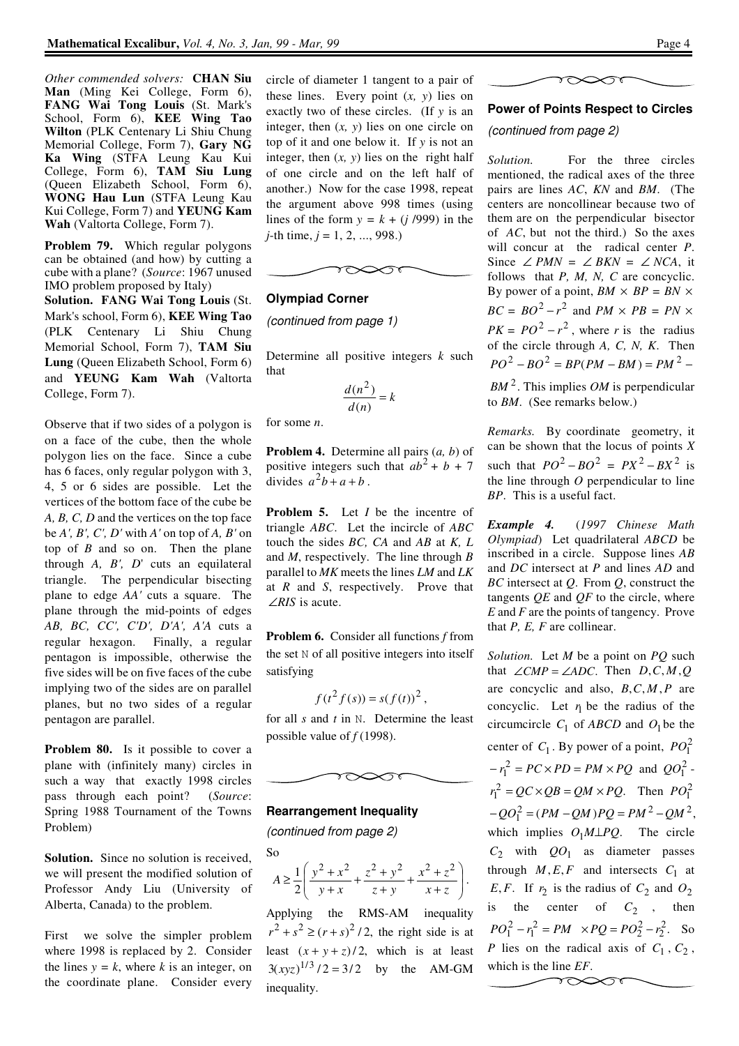*Other commended solvers:* **CHAN Siu Man** (Ming Kei College, Form 6), **FANG Wai Tong Louis** (St. Mark's School, Form 6), **KEE Wing Tao Wilton** (PLK Centenary Li Shiu Chung Memorial College, Form 7), **Gary NG Ka Wing** (STFA Leung Kau Kui College, Form 6), **TAM Siu Lung** (Queen Elizabeth School, Form 6), **WONG Hau Lun** (STFA Leung Kau Kui College, Form 7) and **YEUNG Kam Wah** (Valtorta College, Form 7).

**Problem 79.** Which regular polygons can be obtained (and how) by cutting a cube with a plane? (*Source*: 1967 unused IMO problem proposed by Italy)

**Solution. FANG Wai Tong Louis** (St. Mark's school, Form 6), **KEE Wing Tao** (PLK Centenary Li Shiu Chung Memorial School, Form 7), **TAM Siu Lung** (Queen Elizabeth School, Form 6) and **YEUNG Kam Wah** (Valtorta College, Form 7).

Observe that if two sides of a polygon is on a face of the cube, then the whole polygon lies on the face. Since a cube has 6 faces, only regular polygon with 3, 4, 5 or 6 sides are possible. Let the vertices of the bottom face of the cube be *A, B, C, D* and the vertices on the top face be *A', B', C', D'* with *A'* on top of *A, B'* on top of *B* and so on. Then the plane through *A, B', D'* cuts an equilateral triangle. The perpendicular bisecting plane to edge *AA'* cuts a square. The plane through the mid-points of edges *AB, BC, CC', C'D', D'A', A'A* cuts a regular hexagon. Finally, a regular pentagon is impossible, otherwise the five sides will be on five faces of the cube implying two of the sides are on parallel planes, but no two sides of a regular pentagon are parallel.

**Problem 80.** Is it possible to cover a plane with (infinitely many) circles in such a way that exactly 1998 circles pass through each point? (*Source*: Spring 1988 Tournament of the Towns Problem)

**Solution.** Since no solution is received, we will present the modified solution of Professor Andy Liu (University of Alberta, Canada) to the problem.

First we solve the simpler problem where 1998 is replaced by 2. Consider the lines $y = k$, where $k$ is an integer, on the coordinate plane. Consider every circle of diameter 1 tangent to a pair of these lines. Every point $(x, y)$ lies on exactly two of these circles. (If $y$ is an integer, then $(x, y)$ lies on one circle on top of it and one below it. If $y$ is not an integer, then $(x, y)$ lies on the right half of one circle and on the left half of another.) Now for the case 1998, repeat the argument above 998 times (using lines of the form $y = k + (j/999)$ in the $j$-th time, $j = 1, 2, ..., 998$.)

## Olympiad Corner

*(continued from page 1)*

Determine all positive integers $k$ such that

$$\frac{d(n^2)}{d(n)} = k$$

for some $n$.

**Problem 4.** Determine all pairs $(a, b)$ of positive integers such that $ab^2 + b + 7$ divides $a^2b + a + b$.

**Problem 5.** Let $I$ be the incentre of triangle $ABC$. Let the incircle of $ABC$ touch the sides $BC$, $CA$ and $AB$ at $K$, $L$ and $M$, respectively. The line through $B$ parallel to $MK$ meets the lines $LM$ and $LK$ at $R$ and $S$, respectively. Prove that $\angle RIS$ is acute.

**Problem 6.** Consider all functions $f$ from the set $\mathbb{N}$ of all positive integers into itself satisfying

$$f(t^2 f(s)) = s(f(t))^2,$$

for all $s$ and $t$ in $\mathbb{N}$. Determine the least possible value of $f(1998)$.

## Rearrangement Inequality

*(continued from page 2)*

So

$$A \geq \frac{1}{2}\left(\frac{y^2+x^2}{y+x} + \frac{z^2+y^2}{z+y} + \frac{x^2+z^2}{x+z}\right).$$

Applying the RMS-AM inequality $r^2 + s^2 \geq (r+s)^2/2$, the right side is at least $(x+y+z)/2$, which is at least $3(xyz)^{1/3}/2 = 3/2$ by the AM-GM inequality.

## Power of Points Respect to Circles

*(continued from page 2)*

*Solution.* For the three circles mentioned, the radical axes of the three pairs are lines *AC*, *KN* and *BM*. (The centers are noncollinear because two of them are on the perpendicular bisector of *AC*, but not the third.) So the axes will concur at the radical center *P*. Since $\angle PMN = \angle BKN = \angle NCA$, it follows that *P, M, N, C* are concyclic. By power of a point, $BM \times BP = BN \times BC = BO^2 - r^2$ and $PM \times PB = PN \times PK = PO^2 - r^2$, where $r$ is the radius of the circle through *A, C, N, K*. Then $PO^2 - BO^2 = BP(PM - BM) = PM^2 - BM^2$. This implies *OM* is perpendicular to *BM*. (See remarks below.)

*Remarks.* By coordinate geometry, it can be shown that the locus of points $X$ such that $PO^2 - BO^2 = PX^2 - BX^2$ is the line through $O$ perpendicular to line $BP$. This is a useful fact.

***Example 4.*** (*1997 Chinese Math Olympiad*) Let quadrilateral *ABCD* be inscribed in a circle. Suppose lines *AB* and *DC* intersect at *P* and lines *AD* and *BC* intersect at *Q*. From *Q*, construct the tangents *QE* and *QF* to the circle, where *E* and *F* are the points of tangency. Prove that *P, E, F* are collinear.

*Solution.* Let $M$ be a point on $PQ$ such that $\angle CMP = \angle ADC$. Then $D, C, M, Q$ are concyclic and also, $B, C, M, P$ are concyclic. Let $r_1$ be the radius of the circumcircle $C_1$ of *ABCD* and $O_1$ be the center of $C_1$. By power of a point, $PO_1^2 - r_1^2 = PC \times PD = PM \times PQ$ and $QO_1^2 - r_1^2 = QC \times QB = QM \times PQ$. Then $PO_1^2 - QO_1^2 = (PM - QM)PQ = PM^2 - QM^2$, which implies $O_1M \perp PQ$. The circle $C_2$ with $QO_1$ as diameter passes through $M, E, F$ and intersects $C_1$ at $E, F$. If $r_2$ is the radius of $C_2$ and $O_2$ is the center of $C_2$, then $PO_1^2 - r_1^2 = PM \times PQ = PO_2^2 - r_2^2$. So $P$ lies on the radical axis of $C_1$, $C_2$, which is the line *EF*.